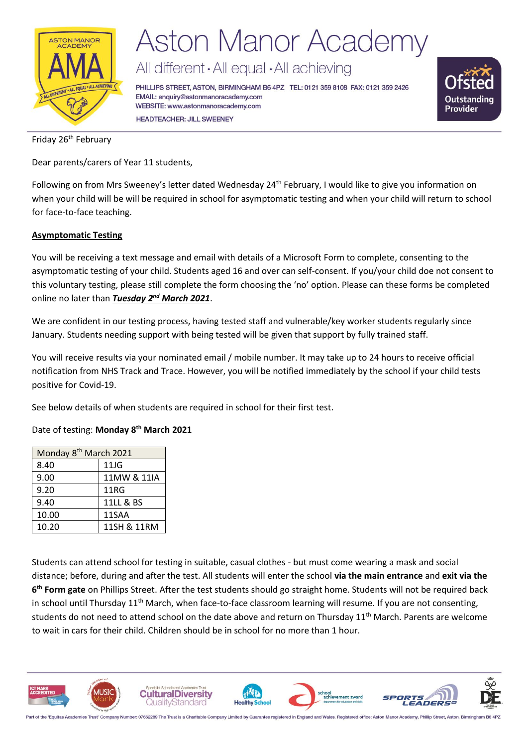# Aston Manor Academy

All different · All equal · All achieving

PHILLIPS STREET, ASTON, BIRMINGHAM B6 4PZ TEL: 0121 359 8108 FAX: 0121 359 2426
EMAIL: enquiry@astonmanoracademy.com
WEBSITE: www.astonmanoracademy.com
HEADTEACHER: JILL SWEENEY

Ofsted Outstanding Provider

Friday 26th February

Dear parents/carers of Year 11 students,

Following on from Mrs Sweeney's letter dated Wednesday 24th February, I would like to give you information on when your child will be will be required in school for asymptomatic testing and when your child will return to school for face-to-face teaching.

## Asymptomatic Testing

You will be receiving a text message and email with details of a Microsoft Form to complete, consenting to the asymptomatic testing of your child. Students aged 16 and over can self-consent. If you/your child doe not consent to this voluntary testing, please still complete the form choosing the 'no' option. Please can these forms be completed online no later than ***Tuesday 2nd March 2021***.

We are confident in our testing process, having tested staff and vulnerable/key worker students regularly since January. Students needing support with being tested will be given that support by fully trained staff.

You will receive results via your nominated email / mobile number. It may take up to 24 hours to receive official notification from NHS Track and Trace. However, you will be notified immediately by the school if your child tests positive for Covid-19.

See below details of when students are required in school for their first test.

Date of testing: **Monday 8th March 2021**

| Monday 8th March 2021 | |
|---|---|
| 8.40 | 11JG |
| 9.00 | 11MW & 11IA |
| 9.20 | 11RG |
| 9.40 | 11LL & BS |
| 10.00 | 11SAA |
| 10.20 | 11SH & 11RM |

Students can attend school for testing in suitable, casual clothes - but must come wearing a mask and social distance; before, during and after the test. All students will enter the school **via the main entrance** and **exit via the 6th Form gate** on Phillips Street. After the test students should go straight home. Students will not be required back in school until Thursday 11th March, when face-to-face classroom learning will resume. If you are not consenting, students do not need to attend school on the date above and return on Thursday 11th March. Parents are welcome to wait in cars for their child. Children should be in school for no more than 1 hour.

Part of the 'Equitas Academies Trust' Company Number: 07662289 The Trust is a Charitable Company Limited by Guarantee registered in England and Wales. Registered office: Aston Manor Academy, Phillip Street, Aston, Birmingham B6 4PZ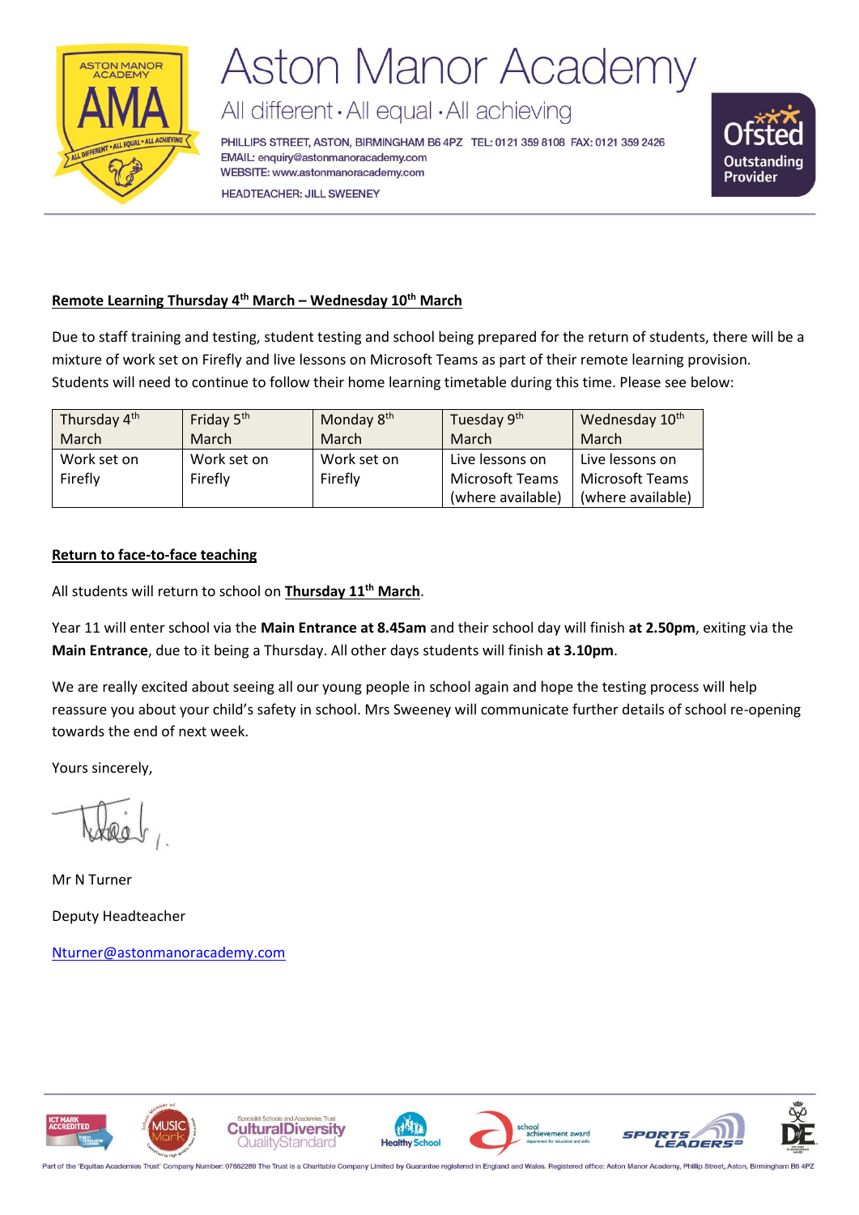# Aston Manor Academy

All different · All equal · All achieving

PHILLIPS STREET, ASTON, BIRMINGHAM B6 4PZ TEL: 0121 359 8108 FAX: 0121 359 2426
EMAIL: enquiry@astonmanoracademy.com
WEBSITE: www.astonmanoracademy.com
HEADTEACHER: JILL SWEENEY

**Remote Learning Thursday 4th March – Wednesday 10th March**

Due to staff training and testing, student testing and school being prepared for the return of students, there will be a mixture of work set on Firefly and live lessons on Microsoft Teams as part of their remote learning provision. Students will need to continue to follow their home learning timetable during this time. Please see below:

| Thursday 4th March | Friday 5th March | Monday 8th March | Tuesday 9th March | Wednesday 10th March |
|---|---|---|---|---|
| Work set on Firefly | Work set on Firefly | Work set on Firefly | Live lessons on Microsoft Teams (where available) | Live lessons on Microsoft Teams (where available) |

**Return to face-to-face teaching**

All students will return to school on **Thursday 11th March**.

Year 11 will enter school via the **Main Entrance at 8.45am** and their school day will finish **at 2.50pm**, exiting via the **Main Entrance**, due to it being a Thursday. All other days students will finish **at 3.10pm**.

We are really excited about seeing all our young people in school again and hope the testing process will help reassure you about your child's safety in school. Mrs Sweeney will communicate further details of school re-opening towards the end of next week.

Yours sincerely,

Mr N Turner

Deputy Headteacher

Nturner@astonmanoracademy.com

Part of the 'Equitas Academies Trust' Company Number: 07662289 The Trust is a Charitable Company Limited by Guarantee registered in England and Wales. Registered office: Aston Manor Academy, Phillip Street, Aston, Birmingham B6 4PZ